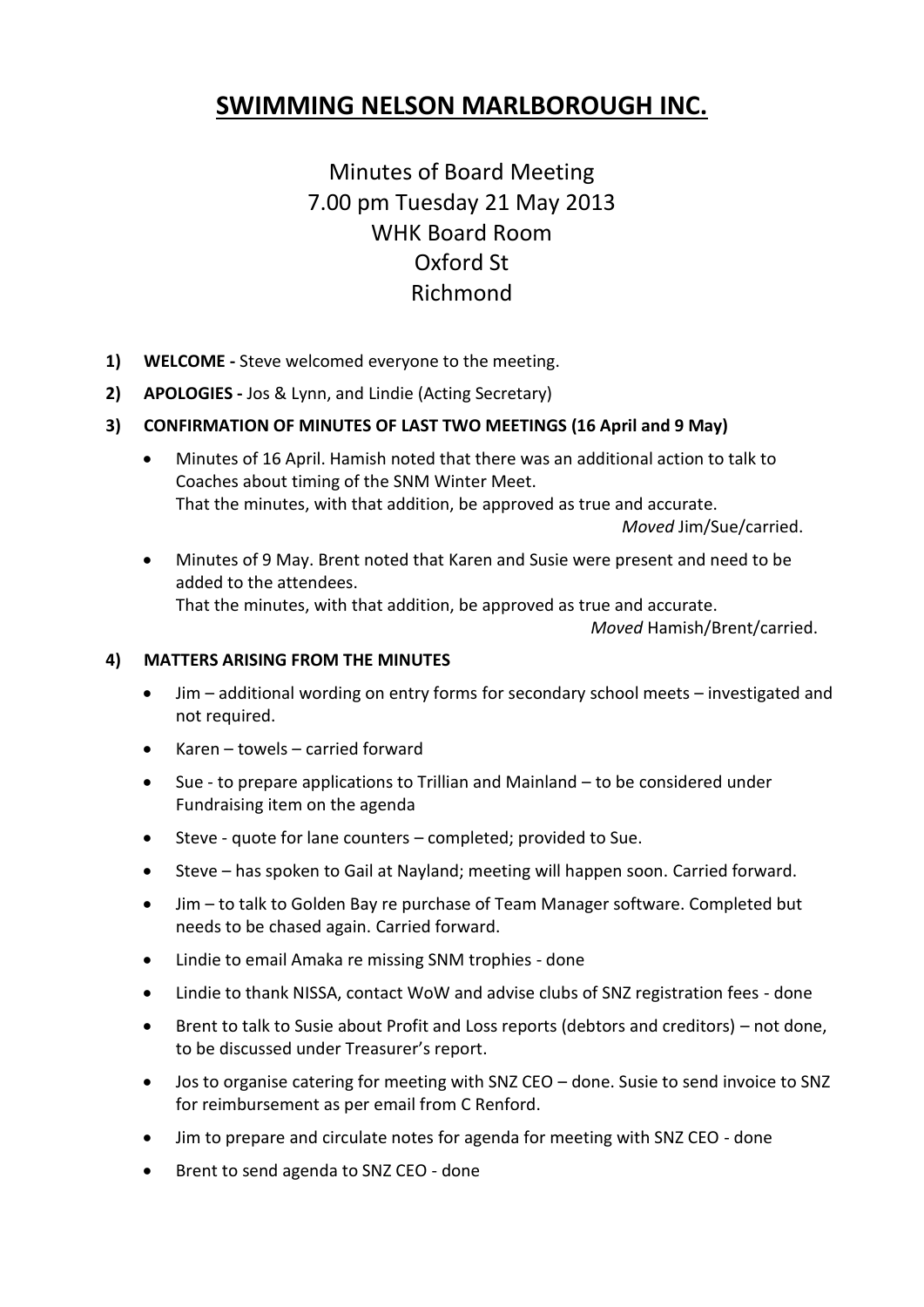# SWIMMING NELSON MARLBOROUGH INC.

Minutes of Board Meeting
7.00 pm Tuesday 21 May 2013
WHK Board Room
Oxford St
Richmond

1) **WELCOME -** Steve welcomed everyone to the meeting.

2) **APOLOGIES -** Jos & Lynn, and Lindie (Acting Secretary)

3) **CONFIRMATION OF MINUTES OF LAST TWO MEETINGS (16 April and 9 May)**

   - Minutes of 16 April. Hamish noted that there was an additional action to talk to Coaches about timing of the SNM Winter Meet.
     That the minutes, with that addition, be approved as true and accurate.
     *Moved* Jim/Sue/carried.

   - Minutes of 9 May. Brent noted that Karen and Susie were present and need to be added to the attendees.
     That the minutes, with that addition, be approved as true and accurate.
     *Moved* Hamish/Brent/carried.

4) **MATTERS ARISING FROM THE MINUTES**

   - Jim – additional wording on entry forms for secondary school meets – investigated and not required.
   - Karen – towels – carried forward
   - Sue - to prepare applications to Trillian and Mainland – to be considered under Fundraising item on the agenda
   - Steve - quote for lane counters – completed; provided to Sue.
   - Steve – has spoken to Gail at Nayland; meeting will happen soon. Carried forward.
   - Jim – to talk to Golden Bay re purchase of Team Manager software. Completed but needs to be chased again. Carried forward.
   - Lindie to email Amaka re missing SNM trophies - done
   - Lindie to thank NISSA, contact WoW and advise clubs of SNZ registration fees - done
   - Brent to talk to Susie about Profit and Loss reports (debtors and creditors) – not done, to be discussed under Treasurer's report.
   - Jos to organise catering for meeting with SNZ CEO – done. Susie to send invoice to SNZ for reimbursement as per email from C Renford.
   - Jim to prepare and circulate notes for agenda for meeting with SNZ CEO - done
   - Brent to send agenda to SNZ CEO - done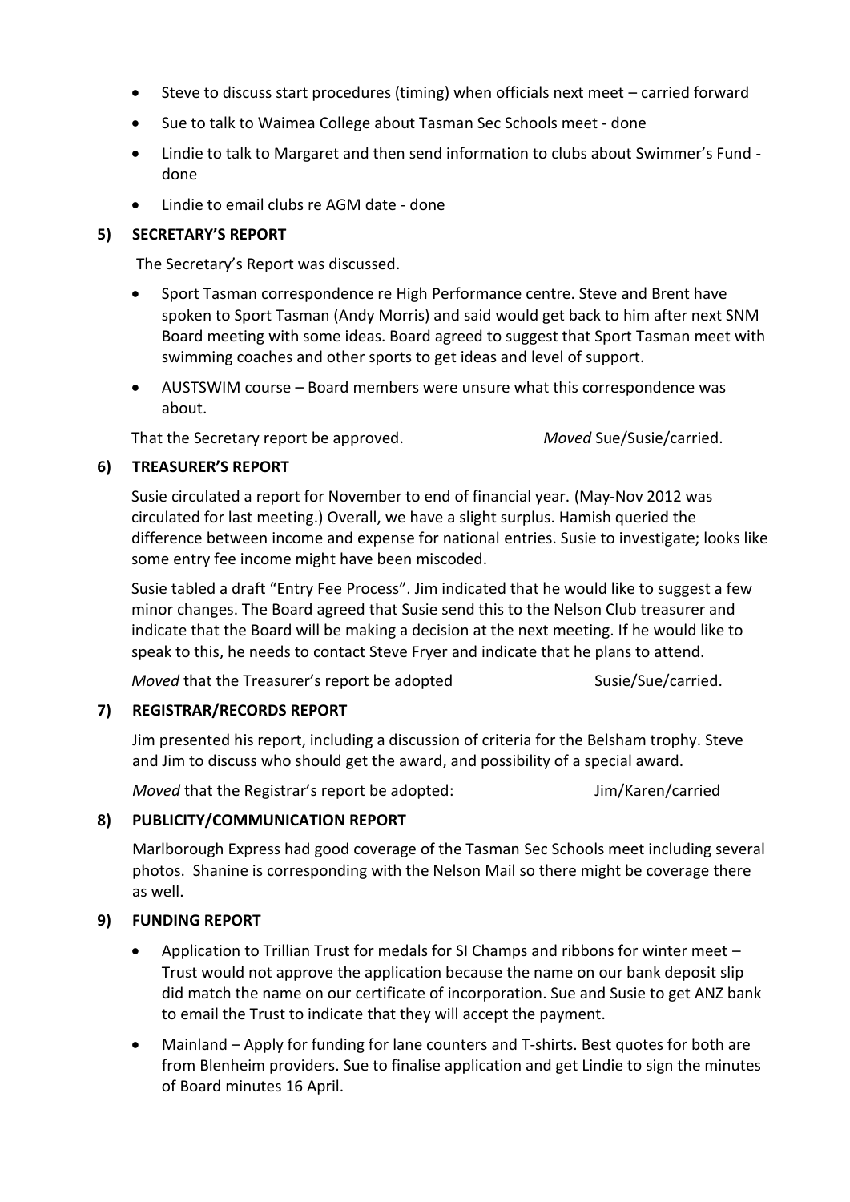- Steve to discuss start procedures (timing) when officials next meet – carried forward
- Sue to talk to Waimea College about Tasman Sec Schools meet - done
- Lindie to talk to Margaret and then send information to clubs about Swimmer's Fund - done
- Lindie to email clubs re AGM date - done

**5) SECRETARY'S REPORT**

The Secretary's Report was discussed.

- Sport Tasman correspondence re High Performance centre. Steve and Brent have spoken to Sport Tasman (Andy Morris) and said would get back to him after next SNM Board meeting with some ideas. Board agreed to suggest that Sport Tasman meet with swimming coaches and other sports to get ideas and level of support.
- AUSTSWIM course – Board members were unsure what this correspondence was about.

That the Secretary report be approved. *Moved* Sue/Susie/carried.

**6) TREASURER'S REPORT**

Susie circulated a report for November to end of financial year. (May-Nov 2012 was circulated for last meeting.) Overall, we have a slight surplus. Hamish queried the difference between income and expense for national entries. Susie to investigate; looks like some entry fee income might have been miscoded.

Susie tabled a draft "Entry Fee Process". Jim indicated that he would like to suggest a few minor changes. The Board agreed that Susie send this to the Nelson Club treasurer and indicate that the Board will be making a decision at the next meeting. If he would like to speak to this, he needs to contact Steve Fryer and indicate that he plans to attend.

*Moved* that the Treasurer's report be adopted Susie/Sue/carried.

**7) REGISTRAR/RECORDS REPORT**

Jim presented his report, including a discussion of criteria for the Belsham trophy. Steve and Jim to discuss who should get the award, and possibility of a special award.

*Moved* that the Registrar's report be adopted: Jim/Karen/carried

**8) PUBLICITY/COMMUNICATION REPORT**

Marlborough Express had good coverage of the Tasman Sec Schools meet including several photos. Shanine is corresponding with the Nelson Mail so there might be coverage there as well.

**9) FUNDING REPORT**

- Application to Trillian Trust for medals for SI Champs and ribbons for winter meet – Trust would not approve the application because the name on our bank deposit slip did match the name on our certificate of incorporation. Sue and Susie to get ANZ bank to email the Trust to indicate that they will accept the payment.
- Mainland – Apply for funding for lane counters and T-shirts. Best quotes for both are from Blenheim providers. Sue to finalise application and get Lindie to sign the minutes of Board minutes 16 April.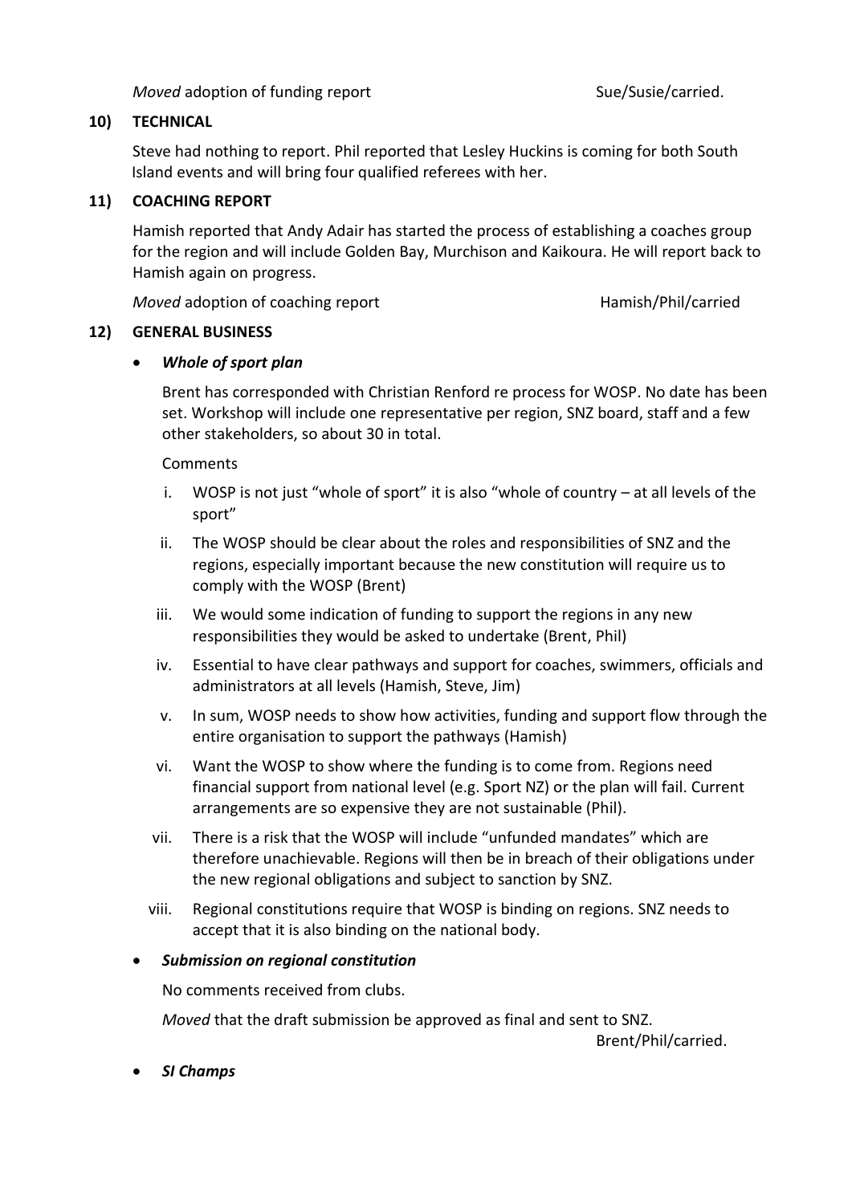*Moved* adoption of funding report Sue/Susie/carried.

**10) TECHNICAL**

Steve had nothing to report. Phil reported that Lesley Huckins is coming for both South Island events and will bring four qualified referees with her.

**11) COACHING REPORT**

Hamish reported that Andy Adair has started the process of establishing a coaches group for the region and will include Golden Bay, Murchison and Kaikoura. He will report back to Hamish again on progress.

*Moved* adoption of coaching report Hamish/Phil/carried

**12) GENERAL BUSINESS**

- ***Whole of sport plan***

  Brent has corresponded with Christian Renford re process for WOSP. No date has been set. Workshop will include one representative per region, SNZ board, staff and a few other stakeholders, so about 30 in total.

  Comments

  i. WOSP is not just "whole of sport" it is also "whole of country – at all levels of the sport"
  ii. The WOSP should be clear about the roles and responsibilities of SNZ and the regions, especially important because the new constitution will require us to comply with the WOSP (Brent)
  iii. We would some indication of funding to support the regions in any new responsibilities they would be asked to undertake (Brent, Phil)
  iv. Essential to have clear pathways and support for coaches, swimmers, officials and administrators at all levels (Hamish, Steve, Jim)
  v. In sum, WOSP needs to show how activities, funding and support flow through the entire organisation to support the pathways (Hamish)
  vi. Want the WOSP to show where the funding is to come from. Regions need financial support from national level (e.g. Sport NZ) or the plan will fail. Current arrangements are so expensive they are not sustainable (Phil).
  vii. There is a risk that the WOSP will include "unfunded mandates" which are therefore unachievable. Regions will then be in breach of their obligations under the new regional obligations and subject to sanction by SNZ.
  viii. Regional constitutions require that WOSP is binding on regions. SNZ needs to accept that it is also binding on the national body.

- ***Submission on regional constitution***

  No comments received from clubs.

  *Moved* that the draft submission be approved as final and sent to SNZ.

  Brent/Phil/carried.

- ***SI Champs***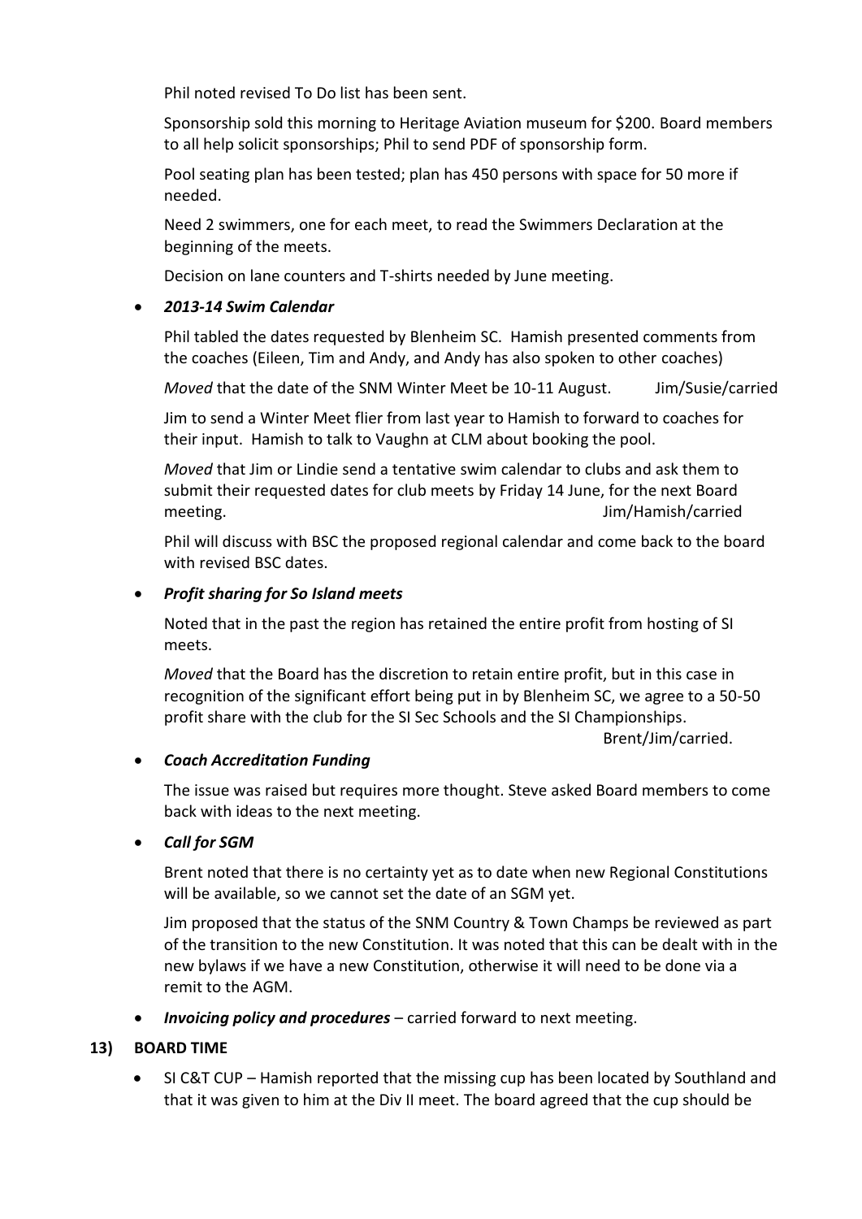Phil noted revised To Do list has been sent.

Sponsorship sold this morning to Heritage Aviation museum for $200. Board members to all help solicit sponsorships; Phil to send PDF of sponsorship form.

Pool seating plan has been tested; plan has 450 persons with space for 50 more if needed.

Need 2 swimmers, one for each meet, to read the Swimmers Declaration at the beginning of the meets.

Decision on lane counters and T-shirts needed by June meeting.

- ***2013-14 Swim Calendar***

  Phil tabled the dates requested by Blenheim SC. Hamish presented comments from the coaches (Eileen, Tim and Andy, and Andy has also spoken to other coaches)

  *Moved* that the date of the SNM Winter Meet be 10-11 August. Jim/Susie/carried

  Jim to send a Winter Meet flier from last year to Hamish to forward to coaches for their input. Hamish to talk to Vaughn at CLM about booking the pool.

  *Moved* that Jim or Lindie send a tentative swim calendar to clubs and ask them to submit their requested dates for club meets by Friday 14 June, for the next Board meeting. Jim/Hamish/carried

  Phil will discuss with BSC the proposed regional calendar and come back to the board with revised BSC dates.

- ***Profit sharing for So Island meets***

  Noted that in the past the region has retained the entire profit from hosting of SI meets.

  *Moved* that the Board has the discretion to retain entire profit, but in this case in recognition of the significant effort being put in by Blenheim SC, we agree to a 50-50 profit share with the club for the SI Sec Schools and the SI Championships.

  Brent/Jim/carried.

- ***Coach Accreditation Funding***

  The issue was raised but requires more thought. Steve asked Board members to come back with ideas to the next meeting.

- ***Call for SGM***

  Brent noted that there is no certainty yet as to date when new Regional Constitutions will be available, so we cannot set the date of an SGM yet.

  Jim proposed that the status of the SNM Country & Town Champs be reviewed as part of the transition to the new Constitution. It was noted that this can be dealt with in the new bylaws if we have a new Constitution, otherwise it will need to be done via a remit to the AGM.

- ***Invoicing policy and procedures*** – carried forward to next meeting.

## 13) BOARD TIME

- SI C&T CUP – Hamish reported that the missing cup has been located by Southland and that it was given to him at the Div II meet. The board agreed that the cup should be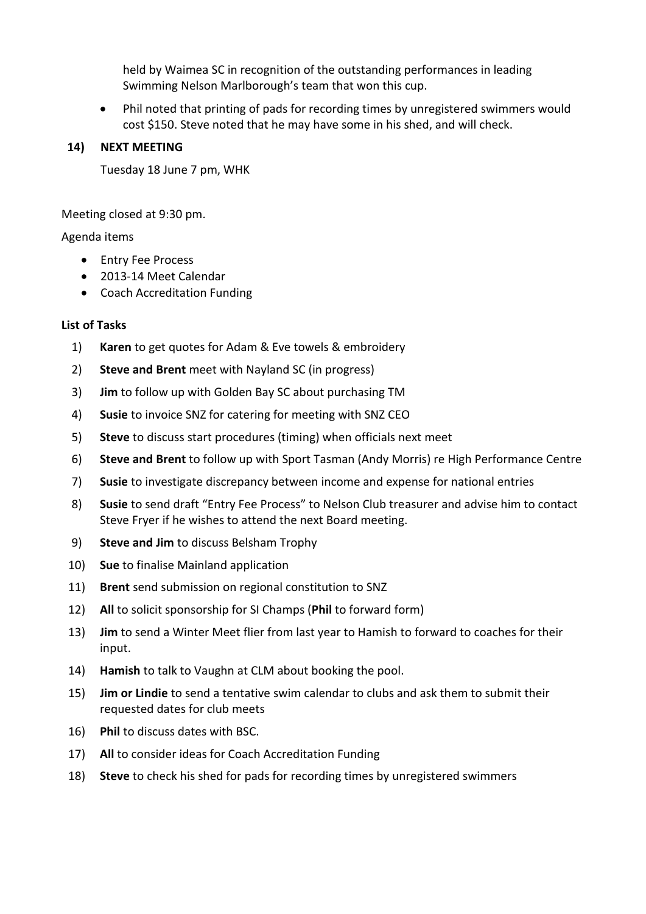held by Waimea SC in recognition of the outstanding performances in leading Swimming Nelson Marlborough's team that won this cup.

- Phil noted that printing of pads for recording times by unregistered swimmers would cost $150. Steve noted that he may have some in his shed, and will check.

**14) NEXT MEETING**

Tuesday 18 June 7 pm, WHK

Meeting closed at 9:30 pm.

Agenda items

- Entry Fee Process
- 2013-14 Meet Calendar
- Coach Accreditation Funding

**List of Tasks**

1) **Karen** to get quotes for Adam & Eve towels & embroidery
2) **Steve and Brent** meet with Nayland SC (in progress)
3) **Jim** to follow up with Golden Bay SC about purchasing TM
4) **Susie** to invoice SNZ for catering for meeting with SNZ CEO
5) **Steve** to discuss start procedures (timing) when officials next meet
6) **Steve and Brent** to follow up with Sport Tasman (Andy Morris) re High Performance Centre
7) **Susie** to investigate discrepancy between income and expense for national entries
8) **Susie** to send draft "Entry Fee Process" to Nelson Club treasurer and advise him to contact Steve Fryer if he wishes to attend the next Board meeting.
9) **Steve and Jim** to discuss Belsham Trophy
10) **Sue** to finalise Mainland application
11) **Brent** send submission on regional constitution to SNZ
12) **All** to solicit sponsorship for SI Champs (**Phil** to forward form)
13) **Jim** to send a Winter Meet flier from last year to Hamish to forward to coaches for their input.
14) **Hamish** to talk to Vaughn at CLM about booking the pool.
15) **Jim or Lindie** to send a tentative swim calendar to clubs and ask them to submit their requested dates for club meets
16) **Phil** to discuss dates with BSC.
17) **All** to consider ideas for Coach Accreditation Funding
18) **Steve** to check his shed for pads for recording times by unregistered swimmers